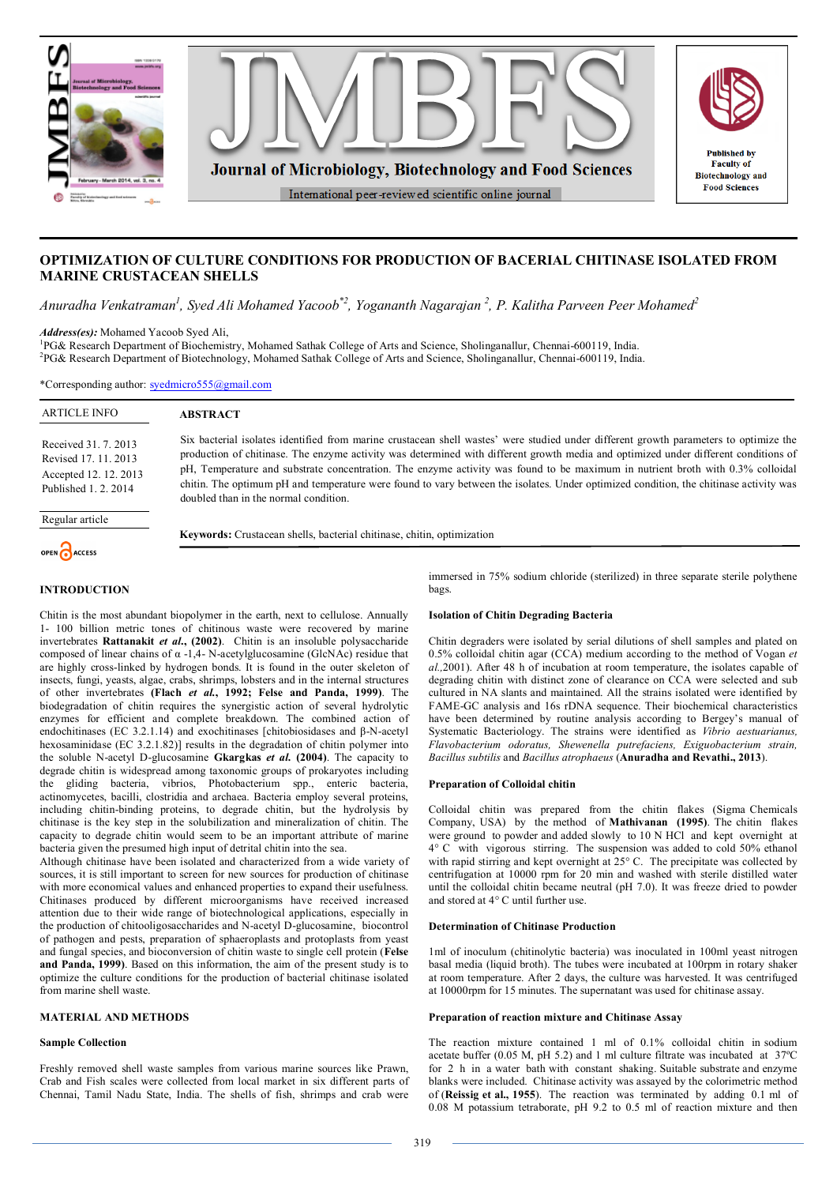# OPTIMIZATION OF CULTURE CONDITIONS FOR PRODUCTION OF BACERIAL CHITINASE ISOLATED FROM MARINE CRUSTACEAN SHELLS

*Anuradha Venkatraman[1], Syed Ali Mohamed Yacoob*[2], Yogananth Nagarajan [2], P. Kalitha Parveen Peer Mohamed[2]*

*Address(es):* Mohamed Yacoob Syed Ali,
[1]PG& Research Department of Biochemistry, Mohamed Sathak College of Arts and Science, Sholinganallur, Chennai-600119, India.
[2]PG& Research Department of Biotechnology, Mohamed Sathak College of Arts and Science, Sholinganallur, Chennai-600119, India.

*Corresponding author: syedmicro555@gmail.com

**ARTICLE INFO**

Received 31. 7. 2013
Revised 17. 11. 2013
Accepted 12. 12. 2013
Published 1. 2. 2014

Regular article

OPEN ACCESS

## ABSTRACT

Six bacterial isolates identified from marine crustacean shell wastes' were studied under different growth parameters to optimize the production of chitinase. The enzyme activity was determined with different growth media and optimized under different conditions of pH, Temperature and substrate concentration. The enzyme activity was found to be maximum in nutrient broth with 0.3% colloidal chitin. The optimum pH and temperature were found to vary between the isolates. Under optimized condition, the chitinase activity was doubled than in the normal condition.

**Keywords:** Crustacean shells, bacterial chitinase, chitin, optimization

## INTRODUCTION

Chitin is the most abundant biopolymer in the earth, next to cellulose. Annually 1- 100 billion metric tones of chitinous waste were recovered by marine invertebrates **Rattanakit *et al.*, (2002)**. Chitin is an insoluble polysaccharide composed of linear chains of α -1,4- N-acetylglucosamine (GlcNAc) residue that are highly cross-linked by hydrogen bonds. It is found in the outer skeleton of insects, fungi, yeasts, algae, crabs, shrimps, lobsters and in the internal structures of other invertebrates **(Flach *et al.*, 1992; Felse and Panda, 1999)**. The biodegradation of chitin requires the synergistic action of several hydrolytic enzymes for efficient and complete breakdown. The combined action of endochitinases (EC 3.2.1.14) and exochitinases [chitobiosidases and β-N-acetyl hexosaminidase (EC 3.2.1.82)] results in the degradation of chitin polymer into the soluble N-acetyl D-glucosamine **Gkargkas *et al.* (2004)**. The capacity to degrade chitin is widespread among taxonomic groups of prokaryotes including the gliding bacteria, vibrios, Photobacterium spp., enteric bacteria, actinomycetes, bacilli, clostridia and archaea. Bacteria employ several proteins, including chitin-binding proteins, to degrade chitin, but the hydrolysis by chitinase is the key step in the solubilization and mineralization of chitin. The capacity to degrade chitin would seem to be an important attribute of marine bacteria given the presumed high input of detrital chitin into the sea.

Although chitinase have been isolated and characterized from a wide variety of sources, it is still important to screen for new sources for production of chitinase with more economical values and enhanced properties to expand their usefulness. Chitinases produced by different microorganisms have received increased attention due to their wide range of biotechnological applications, especially in the production of chitooligosaccharides and N-acetyl D-glucosamine, biocontrol of pathogen and pests, preparation of sphaeroplasts and protoplasts from yeast and fungal species, and bioconversion of chitin waste to single cell protein (**Felse and Panda, 1999**). Based on this information, the aim of the present study is to optimize the culture conditions for the production of bacterial chitinase isolated from marine shell waste.

## MATERIAL AND METHODS

### Sample Collection

Freshly removed shell waste samples from various marine sources like Prawn, Crab and Fish scales were collected from local market in six different parts of Chennai, Tamil Nadu State, India. The shells of fish, shrimps and crab were immersed in 75% sodium chloride (sterilized) in three separate sterile polythene bags.

### Isolation of Chitin Degrading Bacteria

Chitin degraders were isolated by serial dilutions of shell samples and plated on 0.5% colloidal chitin agar (CCA) medium according to the method of Vogan *et al.*,2001). After 48 h of incubation at room temperature, the isolates capable of degrading chitin with distinct zone of clearance on CCA were selected and sub cultured in NA slants and maintained. All the strains isolated were identified by FAME-GC analysis and 16s rDNA sequence. Their biochemical characteristics have been determined by routine analysis according to Bergey's manual of Systematic Bacteriology. The strains were identified as *Vibrio aestuarianus, Flavobacterium odoratus, Shewenella putrefaciens, Exiguobacterium strain, Bacillus subtilis* and *Bacillus atrophaeus* (**Anuradha and Revathi., 2013**).

### Preparation of Colloidal chitin

Colloidal chitin was prepared from the chitin flakes (Sigma Chemicals Company, USA) by the method of **Mathivanan (1995)**. The chitin flakes were ground to powder and added slowly to 10 N HCl and kept overnight at 4° C with vigorous stirring. The suspension was added to cold 50% ethanol with rapid stirring and kept overnight at 25° C. The precipitate was collected by centrifugation at 10000 rpm for 20 min and washed with sterile distilled water until the colloidal chitin became neutral (pH 7.0). It was freeze dried to powder and stored at 4° C until further use.

### Determination of Chitinase Production

1ml of inoculum (chitinolytic bacteria) was inoculated in 100ml yeast nitrogen basal media (liquid broth). The tubes were incubated at 100rpm in rotary shaker at room temperature. After 2 days, the culture was harvested. It was centrifuged at 10000rpm for 15 minutes. The supernatant was used for chitinase assay.

### Preparation of reaction mixture and Chitinase Assay

The reaction mixture contained 1 ml of 0.1% colloidal chitin in sodium acetate buffer (0.05 M, pH 5.2) and 1 ml culture filtrate was incubated at 37ºC for 2 h in a water bath with constant shaking. Suitable substrate and enzyme blanks were included. Chitinase activity was assayed by the colorimetric method of (**Reissig et al., 1955**). The reaction was terminated by adding 0.1 ml of 0.08 M potassium tetraborate, pH 9.2 to 0.5 ml of reaction mixture and then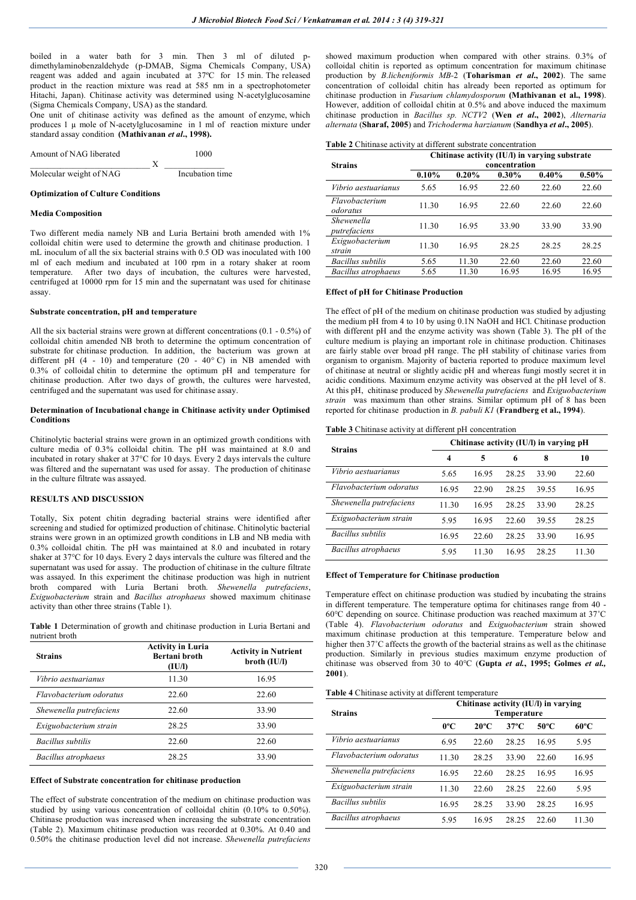boiled in a water bath for 3 min. Then 3 ml of diluted p-dimethylaminobenzaldehyde (p-DMAB, Sigma Chemicals Company, USA) reagent was added and again incubated at 37ºC for 15 min. The released product in the reaction mixture was read at 585 nm in a spectrophotometer Hitachi, Japan). Chitinase activity was determined using N-acetylglucosamine (Sigma Chemicals Company, USA) as the standard.

One unit of chitinase activity was defined as the amount of enzyme, which produces 1 µ mole of N-acetylglucosamine in 1 ml of reaction mixture under standard assay condition **(Mathivanan *et al*., 1998).**

$$\frac{\text{Amount of NAG liberated}}{\text{Molecular weight of NAG}} \times \frac{1000}{\text{Incubation time}}$$

### Optimization of Culture Conditions

#### Media Composition

Two different media namely NB and Luria Bertaini broth amended with 1% colloidal chitin were used to determine the growth and chitinase production. 1 mL inoculum of all the six bacterial strains with 0.5 OD was inoculated with 100 ml of each medium and incubated at 100 rpm in a rotary shaker at room temperature. After two days of incubation, the cultures were harvested, centrifuged at 10000 rpm for 15 min and the supernatant was used for chitinase assay.

#### Substrate concentration, pH and temperature

All the six bacterial strains were grown at different concentrations (0.1 - 0.5%) of colloidal chitin amended NB broth to determine the optimum concentration of substrate for chitinase production. In addition, the bacterium was grown at different pH (4 - 10) and temperature (20 - 40° C) in NB amended with 0.3% of colloidal chitin to determine the optimum pH and temperature for chitinase production. After two days of growth, the cultures were harvested, centrifuged and the supernatant was used for chitinase assay.

#### Determination of Incubational change in Chitinase activity under Optimised Conditions

Chitinolytic bacterial strains were grown in an optimized growth conditions with culture media of 0.3% colloidal chitin. The pH was maintained at 8.0 and incubated in rotary shaker at 37°C for 10 days. Every 2 days intervals the culture was filtered and the supernatant was used for assay. The production of chitinase in the culture filtrate was assayed.

## RESULTS AND DISCUSSION

Totally, Six potent chitin degrading bacterial strains were identified after screening and studied for optimized production of chitinase. Chitinolytic bacterial strains were grown in an optimized growth conditions in LB and NB media with 0.3% colloidal chitin. The pH was maintained at 8.0 and incubated in rotary shaker at 37°C for 10 days. Every 2 days intervals the culture was filtered and the supernatant was used for assay. The production of chitinase in the culture filtrate was assayed. In this experiment the chitinase production was high in nutrient broth compared with Luria Bertani broth. *Shewenella putrefaciens*, *Exiguobacterium* strain and *Bacillus atrophaeus* showed maximum chitinase activity than other three strains (Table 1).

**Table 1** Determination of growth and chitinase production in Luria Bertani and nutrient broth

| Strains | Activity in Luria Bertani broth (IU/l) | Activity in Nutrient broth (IU/l) |
|---|---|---|
| *Vibrio aestuarianus* | 11.30 | 16.95 |
| *Flavobacterium odoratus* | 22.60 | 22.60 |
| *Shewenella putrefaciens* | 22.60 | 33.90 |
| *Exiguobacterium strain* | 28.25 | 33.90 |
| *Bacillus subtilis* | 22.60 | 22.60 |
| *Bacillus atrophaeus* | 28.25 | 33.90 |

#### Effect of Substrate concentration for chitinase production

The effect of substrate concentration of the medium on chitinase production was studied by using various concentration of colloidal chitin (0.10% to 0.50%). Chitinase production was increased when increasing the substrate concentration (Table 2). Maximum chitinase production was recorded at 0.30%. At 0.40 and 0.50% the chitinase production level did not increase. *Shewenella putrefaciens* showed maximum production when compared with other strains. 0.3% of colloidal chitin is reported as optimum concentration for maximum chitinase production by *B.licheniformis MB-2* (**Toharisman *et al*., 2002**). The same concentration of colloidal chitin has already been reported as optimum for chitinase production in *Fusarium chlamydosporum* **(Mathivanan et al., 1998)**. However, addition of colloidal chitin at 0.5% and above induced the maximum chitinase production in *Bacillus sp. NCTV2* (**Wen *et al*., 2002**), *Alternaria alternata* (**Sharaf, 2005**) and *Trichoderma harzianum* (**Sandhya *et al*., 2005**).

**Table 2** Chitinase activity at different substrate concentration

| Strains | Chitinase activity (IU/l) in varying substrate concentration | | | | |
|---|---|---|---|---|---|
| | 0.10% | 0.20% | 0.30% | 0.40% | 0.50% |
| *Vibrio aestuarianus* | 5.65 | 16.95 | 22.60 | 22.60 | 22.60 |
| *Flavobacterium odoratus* | 11.30 | 16.95 | 22.60 | 22.60 | 22.60 |
| *Shewenella putrefaciens* | 11.30 | 16.95 | 33.90 | 33.90 | 33.90 |
| *Exiguobacterium strain* | 11.30 | 16.95 | 28.25 | 28.25 | 28.25 |
| *Bacillus subtilis* | 5.65 | 11.30 | 22.60 | 22.60 | 22.60 |
| *Bacillus atrophaeus* | 5.65 | 11.30 | 16.95 | 16.95 | 16.95 |

#### Effect of pH for Chitinase Production

The effect of pH of the medium on chitinase production was studied by adjusting the medium pH from 4 to 10 by using 0.1N NaOH and HCl. Chitinase production with different pH and the enzyme activity was shown (Table 3). The pH of the culture medium is playing an important role in chitinase production. Chitinases are fairly stable over broad pH range. The pH stability of chitinase varies from organism to organism. Majority of bacteria reported to produce maximum level of chitinase at neutral or slightly acidic pH and whereas fungi mostly secret it in acidic conditions. Maximum enzyme activity was observed at the pH level of 8. At this pH, chitinase produced by *Shewenella putrefacians* and *Exiguobacterium strain* was maximum than other strains. Similar optimum pH of 8 has been reported for chitinase production in *B. pabuli K1* (**Frandberg et al., 1994**).

**Table 3** Chitinase activity at different pH concentration

| Strains | Chitinase activity (IU/l) in varying pH | | | | |
|---|---|---|---|---|---|
| | 4 | 5 | 6 | 8 | 10 |
| *Vibrio aestuarianus* | 5.65 | 16.95 | 28.25 | 33.90 | 22.60 |
| *Flavobacterium odoratus* | 16.95 | 22.90 | 28.25 | 39.55 | 16.95 |
| *Shewenella putrefaciens* | 11.30 | 16.95 | 28.25 | 33.90 | 28.25 |
| *Exiguobacterium strain* | 5.95 | 16.95 | 22.60 | 39.55 | 28.25 |
| *Bacillus subtilis* | 16.95 | 22.60 | 28.25 | 33.90 | 16.95 |
| *Bacillus atrophaeus* | 5.95 | 11.30 | 16.95 | 28.25 | 11.30 |

#### Effect of Temperature for Chitinase production

Temperature effect on chitinase production was studied by incubating the strains in different temperature. The temperature optima for chitinases range from 40 - 60°C depending on source. Chitinase production was reached maximum at 37˚C (Table 4). *Flavobacterium odoratus* and *Exiguobacterium* strain showed maximum chitinase production at this temperature. Temperature below and higher then 37˚C affects the growth of the bacterial strains as well as the chitinase production. Similarly in previous studies maximum enzyme production of chitinase was observed from 30 to 40°C (**Gupta *et al*., 1995; Golmes *et al*., 2001**).

**Table 4** Chitinase activity at different temperature

| Strains | Chitinase activity (IU/l) in varying Temperature | | | | |
|---|---|---|---|---|---|
| | 0ºC | 20ºC | 37ºC | 50ºC | 60ºC |
| *Vibrio aestuarianus* | 6.95 | 22.60 | 28.25 | 16.95 | 5.95 |
| *Flavobacterium odoratus* | 11.30 | 28.25 | 33.90 | 22.60 | 16.95 |
| *Shewenella putrefaciens* | 16.95 | 22.60 | 28.25 | 16.95 | 16.95 |
| *Exiguobacterium strain* | 11.30 | 22.60 | 28.25 | 22.60 | 5.95 |
| *Bacillus subtilis* | 16.95 | 28.25 | 33.90 | 28.25 | 16.95 |
| *Bacillus atrophaeus* | 5.95 | 16.95 | 28.25 | 22.60 | 11.30 |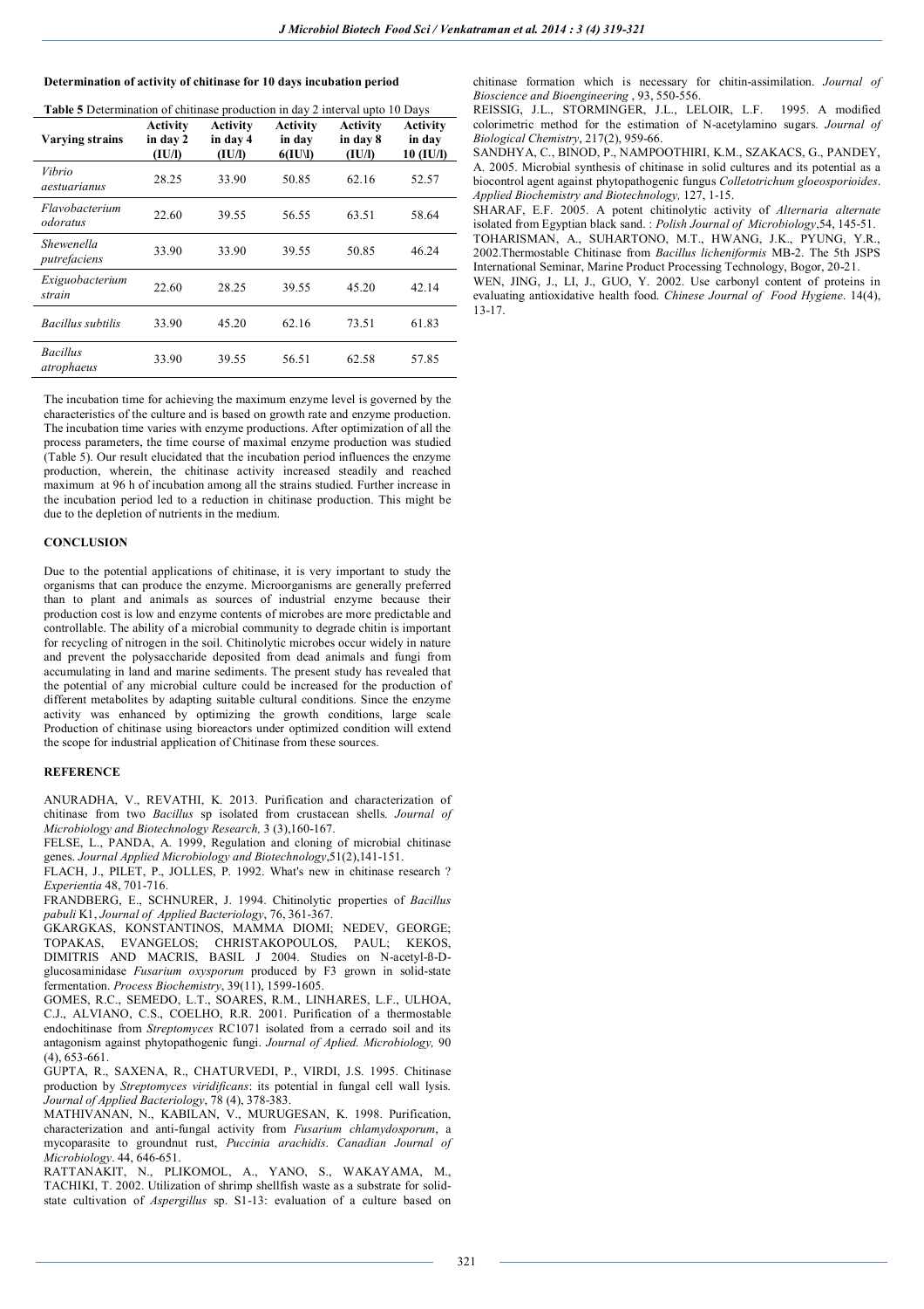**Determination of activity of chitinase for 10 days incubation period**

**Table 5** Determination of chitinase production in day 2 interval upto 10 Days

| Varying strains | Activity in day 2 (IU/l) | Activity in day 4 (IU/l) | Activity in day 6(IU\l) | Activity in day 8 (IU/l) | Activity in day 10 (IU/l) |
|---|---|---|---|---|---|
| *Vibrio aestuarianus* | 28.25 | 33.90 | 50.85 | 62.16 | 52.57 |
| *Flavobacterium odoratus* | 22.60 | 39.55 | 56.55 | 63.51 | 58.64 |
| *Shewenella putrefaciens* | 33.90 | 33.90 | 39.55 | 50.85 | 46.24 |
| *Exiguobacterium strain* | 22.60 | 28.25 | 39.55 | 45.20 | 42.14 |
| *Bacillus subtilis* | 33.90 | 45.20 | 62.16 | 73.51 | 61.83 |
| *Bacillus atrophaeus* | 33.90 | 39.55 | 56.51 | 62.58 | 57.85 |

The incubation time for achieving the maximum enzyme level is governed by the characteristics of the culture and is based on growth rate and enzyme production. The incubation time varies with enzyme productions. After optimization of all the process parameters, the time course of maximal enzyme production was studied (Table 5). Our result elucidated that the incubation period influences the enzyme production, wherein, the chitinase activity increased steadily and reached maximum at 96 h of incubation among all the strains studied. Further increase in the incubation period led to a reduction in chitinase production. This might be due to the depletion of nutrients in the medium.

## CONCLUSION

Due to the potential applications of chitinase, it is very important to study the organisms that can produce the enzyme. Microorganisms are generally preferred than to plant and animals as sources of industrial enzyme because their production cost is low and enzyme contents of microbes are more predictable and controllable. The ability of a microbial community to degrade chitin is important for recycling of nitrogen in the soil. Chitinolytic microbes occur widely in nature and prevent the polysaccharide deposited from dead animals and fungi from accumulating in land and marine sediments. The present study has revealed that the potential of any microbial culture could be increased for the production of different metabolites by adapting suitable cultural conditions. Since the enzyme activity was enhanced by optimizing the growth conditions, large scale Production of chitinase using bioreactors under optimized condition will extend the scope for industrial application of Chitinase from these sources.

## REFERENCE

ANURADHA, V., REVATHI, K. 2013. Purification and characterization of chitinase from two *Bacillus* sp isolated from crustacean shells. *Journal of Microbiology and Biotechnology Research,* 3 (3),160-167.

FELSE, L., PANDA, A. 1999, Regulation and cloning of microbial chitinase genes. *Journal Applied Microbiology and Biotechnology*,51(2),141-151.

FLACH, J., PILET, P., JOLLES, P. 1992. What's new in chitinase research ? *Experientia* 48, 701-716.

FRANDBERG, E., SCHNURER, J. 1994. Chitinolytic properties of *Bacillus pabuli* K1, *Journal of Applied Bacteriology*, 76, 361-367.

GKARGKAS, KONSTANTINOS, MAMMA DIOMI; NEDEV, GEORGE; TOPAKAS, EVANGELOS; CHRISTAKOPOULOS, PAUL; KEKOS, DIMITRIS AND MACRIS, BASIL J 2004. Studies on N-acetyl-ß-D-glucosaminidase *Fusarium oxysporum* produced by F3 grown in solid-state fermentation. *Process Biochemistry*, 39(11), 1599-1605.

GOMES, R.C., SEMEDO, L.T., SOARES, R.M., LINHARES, L.F., ULHOA, C.J., ALVIANO, C.S., COELHO, R.R. 2001. Purification of a thermostable endochitinase from *Streptomyces* RC1071 isolated from a cerrado soil and its antagonism against phytopathogenic fungi. *Journal of Aplied. Microbiology,* 90 (4), 653-661.

GUPTA, R., SAXENA, R., CHATURVEDI, P., VIRDI, J.S. 1995. Chitinase production by *Streptomyces viridificans*: its potential in fungal cell wall lysis. *Journal of Applied Bacteriology*, 78 (4), 378-383.

MATHIVANAN, N., KABILAN, V., MURUGESAN, K. 1998. Purification, characterization and anti-fungal activity from *Fusarium chlamydosporum*, a mycoparasite to groundnut rust, *Puccinia arachidis*. *Canadian Journal of Microbiology*. 44, 646-651.

RATTANAKIT, N., PLIKOMOL, A., YANO, S., WAKAYAMA, M., TACHIKI, T. 2002. Utilization of shrimp shellfish waste as a substrate for solid-state cultivation of *Aspergillus* sp. S1-13: evaluation of a culture based on chitinase formation which is necessary for chitin-assimilation. *Journal of Bioscience and Bioengineering* , 93, 550-556.

REISSIG, J.L., STORMINGER, J.L., LELOIR, L.F. 1995. A modified colorimetric method for the estimation of N-acetylamino sugars. *Journal of Biological Chemistry*, 217(2), 959-66.

SANDHYA, C., BINOD, P., NAMPOOTHIRI, K.M., SZAKACS, G., PANDEY, A. 2005. Microbial synthesis of chitinase in solid cultures and its potential as a biocontrol agent against phytopathogenic fungus *Colletotrichum gloeosporioides*. *Applied Biochemistry and Biotechnology,* 127, 1-15.

SHARAF, E.F. 2005. A potent chitinolytic activity of *Alternaria alternate* isolated from Egyptian black sand. : *Polish Journal of Microbiology*,54, 145-51.

TOHARISMAN, A., SUHARTONO, M.T., HWANG, J.K., PYUNG, Y.R., 2002.Thermostable Chitinase from *Bacillus licheniformis* MB-2. The 5th JSPS International Seminar, Marine Product Processing Technology, Bogor, 20-21.

WEN, JING, J., LI, J., GUO, Y. 2002. Use carbonyl content of proteins in evaluating antioxidative health food. *Chinese Journal of Food Hygiene*. 14(4), 13-17.